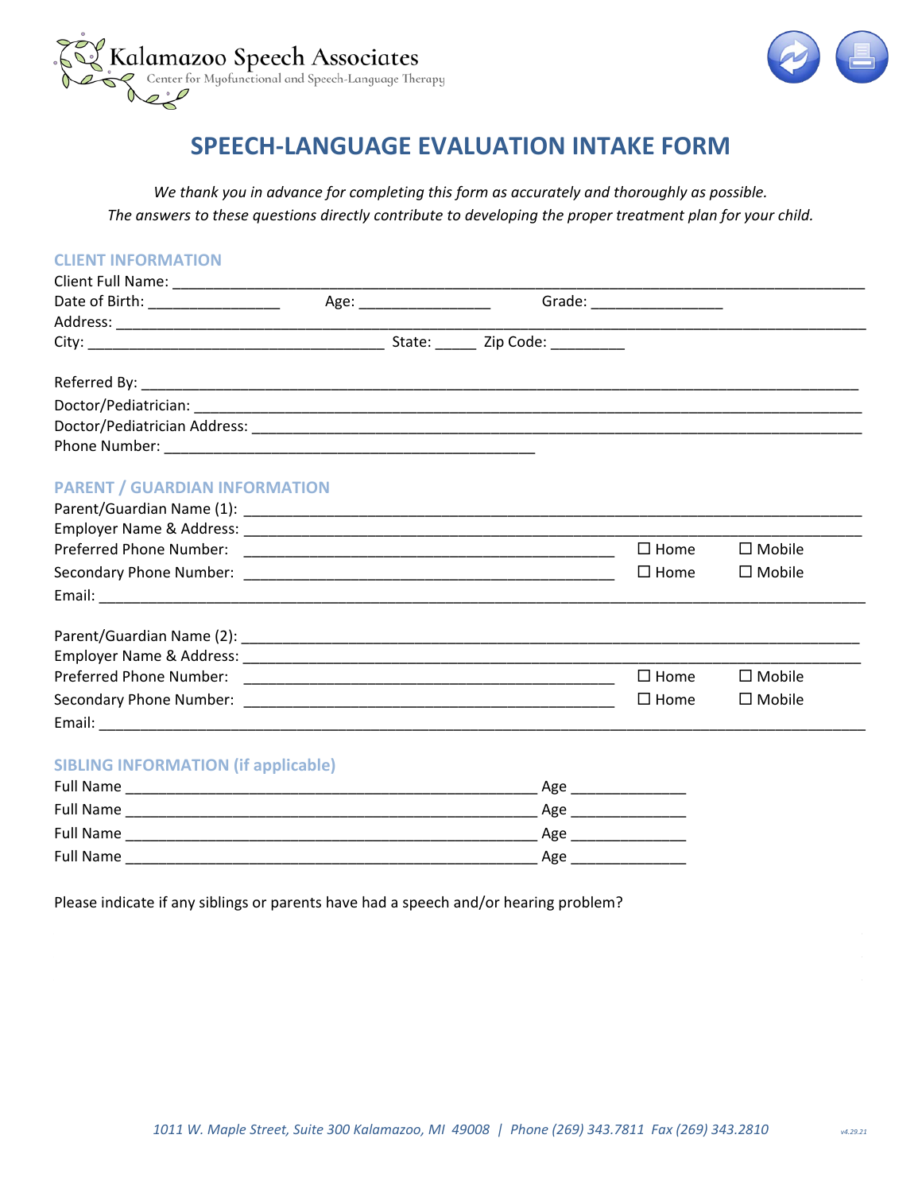Kalamazoo Speech Associates
Center for Myofunctional and Speech-Language Therapy

# SPEECH-LANGUAGE EVALUATION INTAKE FORM

*We thank you in advance for completing this form as accurately and thoroughly as possible.*
*The answers to these questions directly contribute to developing the proper treatment plan for your child.*

## CLIENT INFORMATION

Client Full Name: ____________________________________________________________________________

Date of Birth: _______________ Age: _______________ Grade: _______________

Address: _____________________________________________________________________________________

City: __________________________________ State: _____ Zip Code: _________

Referred By: __________________________________________________________________________________

Doctor/Pediatrician: ___________________________________________________________________________

Doctor/Pediatrician Address: ____________________________________________________________________

Phone Number: ___________________________________________

## PARENT / GUARDIAN INFORMATION

Parent/Guardian Name (1): ______________________________________________________________________

Employer Name & Address: ______________________________________________________________________

Preferred Phone Number: ___________________________________________ ☐ Home ☐ Mobile

Secondary Phone Number: ___________________________________________ ☐ Home ☐ Mobile

Email: _______________________________________________________________________________________

Parent/Guardian Name (2): ______________________________________________________________________

Employer Name & Address: ______________________________________________________________________

Preferred Phone Number: ___________________________________________ ☐ Home ☐ Mobile

Secondary Phone Number: ___________________________________________ ☐ Home ☐ Mobile

Email: _______________________________________________________________________________________

## SIBLING INFORMATION (if applicable)

Full Name _______________________________________________ Age _____________

Full Name _______________________________________________ Age _____________

Full Name _______________________________________________ Age _____________

Full Name _______________________________________________ Age _____________

Please indicate if any siblings or parents have had a speech and/or hearing problem?

*1011 W. Maple Street, Suite 300 Kalamazoo, MI 49008 | Phone (269) 343.7811 Fax (269) 343.2810*

v4.29.21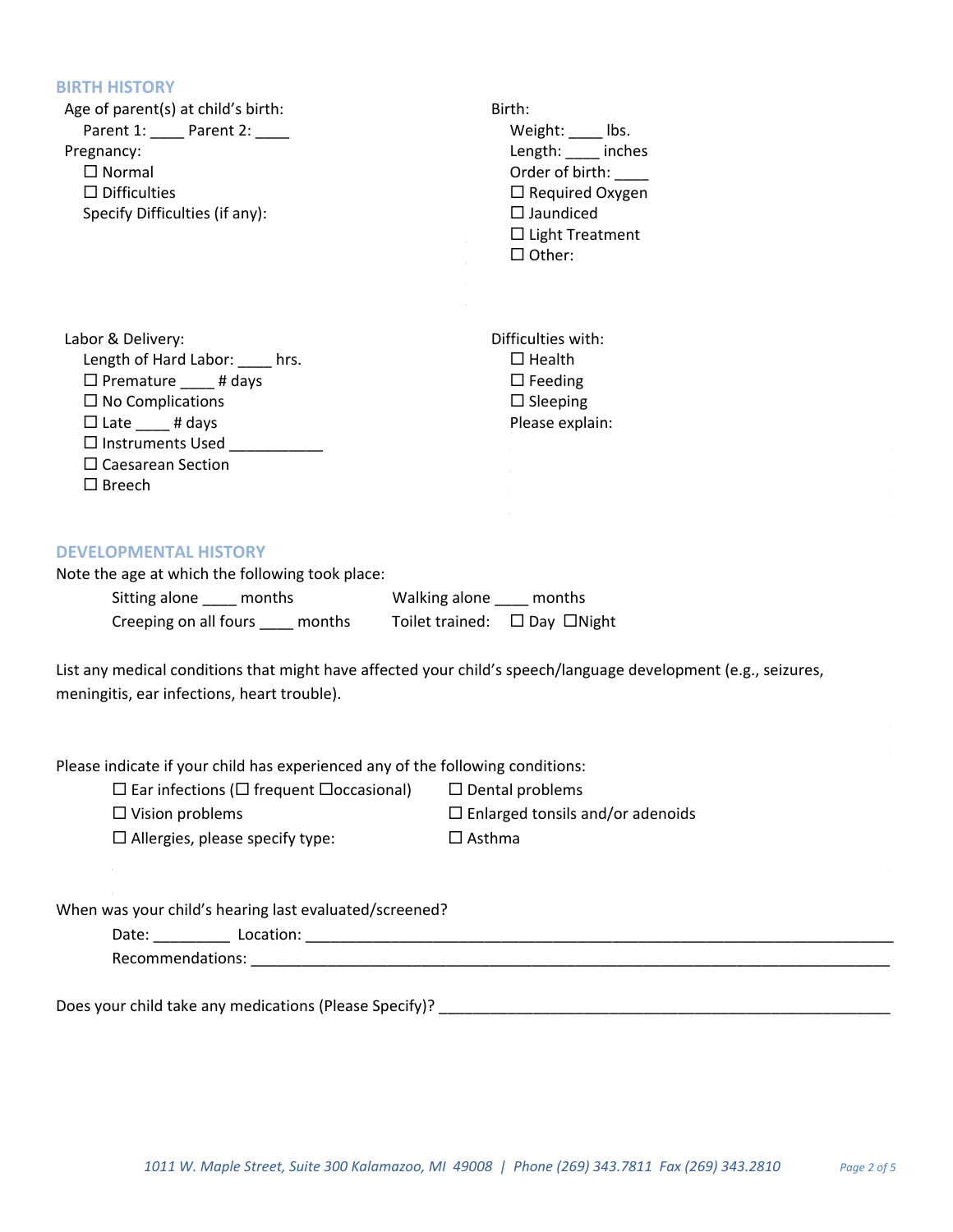## BIRTH HISTORY

Age of parent(s) at child's birth:

Parent 1: ____ Parent 2: ____

Pregnancy:

- ☐ Normal
- ☐ Difficulties

Specify Difficulties (if any):

Birth:

Weight: ____ lbs.

Length: ____ inches

Order of birth: ____

- ☐ Required Oxygen
- ☐ Jaundiced
- ☐ Light Treatment
- ☐ Other:

Labor & Delivery:

Length of Hard Labor: ____ hrs.

- ☐ Premature ____ # days
- ☐ No Complications
- ☐ Late ____ # days
- ☐ Instruments Used ___________
- ☐ Caesarean Section
- ☐ Breech

Difficulties with:

- ☐ Health
- ☐ Feeding
- ☐ Sleeping

Please explain:

## DEVELOPMENTAL HISTORY

Note the age at which the following took place:

Sitting alone ____ months

Walking alone ____ months

Creeping on all fours ____ months

Toilet trained: ☐ Day ☐Night

List any medical conditions that might have affected your child's speech/language development (e.g., seizures, meningitis, ear infections, heart trouble).

Please indicate if your child has experienced any of the following conditions:

- ☐ Ear infections (☐ frequent ☐occasional)
- ☐ Dental problems
- ☐ Vision problems
- ☐ Enlarged tonsils and/or adenoids
- ☐ Allergies, please specify type:
- ☐ Asthma

When was your child's hearing last evaluated/screened?

Date: _________ Location: ___________________________________________________________________________

Recommendations: ________________________________________________________________________________

Does your child take any medications (Please Specify)? ________________________________________________________

*1011 W. Maple Street, Suite 300 Kalamazoo, MI 49008 | Phone (269) 343.7811 Fax (269) 343.2810*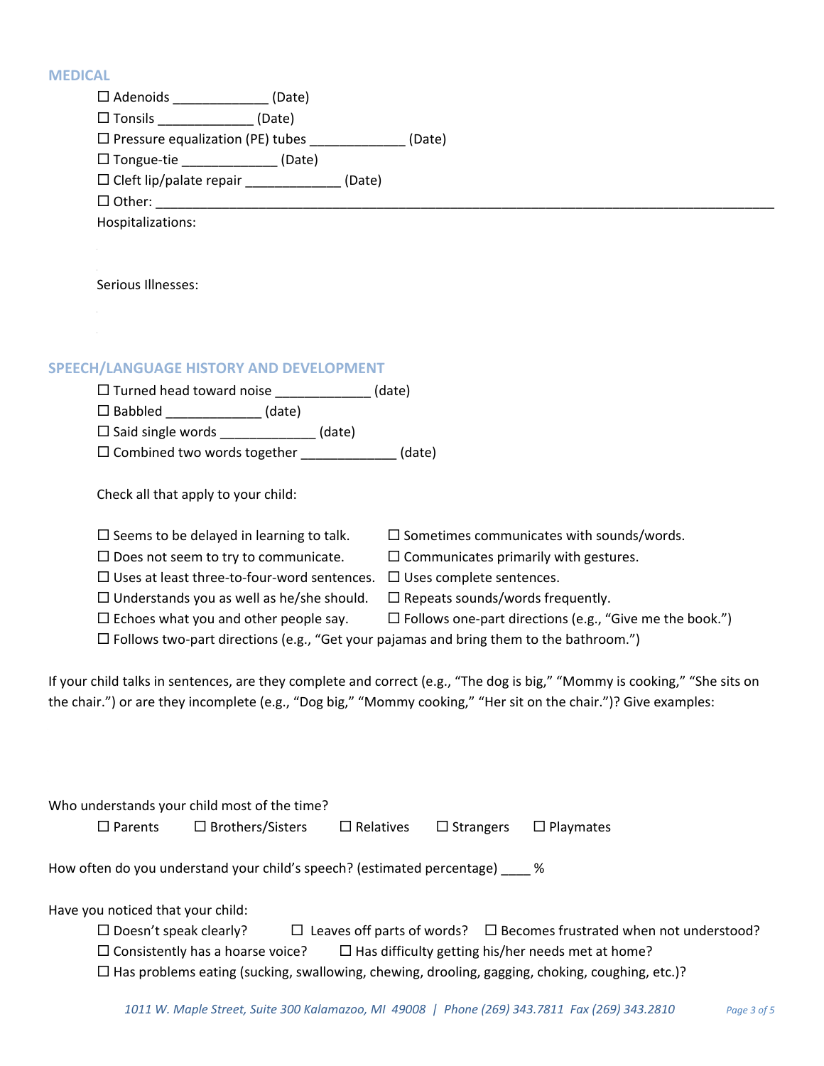## MEDICAL

☐ Adenoids _____________ (Date)
☐ Tonsils _____________ (Date)
☐ Pressure equalization (PE) tubes _____________ (Date)
☐ Tongue-tie _____________ (Date)
☐ Cleft lip/palate repair _____________ (Date)
☐ Other: ____________________________________________________________________________________

Hospitalizations:

Serious Illnesses:

## SPEECH/LANGUAGE HISTORY AND DEVELOPMENT

☐ Turned head toward noise _____________ (date)
☐ Babbled _____________ (date)
☐ Said single words _____________ (date)
☐ Combined two words together _____________ (date)

Check all that apply to your child:

☐ Seems to be delayed in learning to talk.
☐ Sometimes communicates with sounds/words.
☐ Does not seem to try to communicate.
☐ Communicates primarily with gestures.
☐ Uses at least three-to-four-word sentences.
☐ Uses complete sentences.
☐ Understands you as well as he/she should.
☐ Repeats sounds/words frequently.
☐ Echoes what you and other people say.
☐ Follows one-part directions (e.g., "Give me the book.")
☐ Follows two-part directions (e.g., "Get your pajamas and bring them to the bathroom.")

If your child talks in sentences, are they complete and correct (e.g., "The dog is big," "Mommy is cooking," "She sits on the chair.") or are they incomplete (e.g., "Dog big," "Mommy cooking," "Her sit on the chair.")? Give examples:

Who understands your child most of the time?

☐ Parents ☐ Brothers/Sisters ☐ Relatives ☐ Strangers ☐ Playmates

How often do you understand your child's speech? (estimated percentage) ____ %

Have you noticed that your child:

☐ Doesn't speak clearly? ☐ Leaves off parts of words? ☐ Becomes frustrated when not understood?
☐ Consistently has a hoarse voice? ☐ Has difficulty getting his/her needs met at home?
☐ Has problems eating (sucking, swallowing, chewing, drooling, gagging, choking, coughing, etc.)?

*1011 W. Maple Street, Suite 300 Kalamazoo, MI 49008 | Phone (269) 343.7811 Fax (269) 343.2810*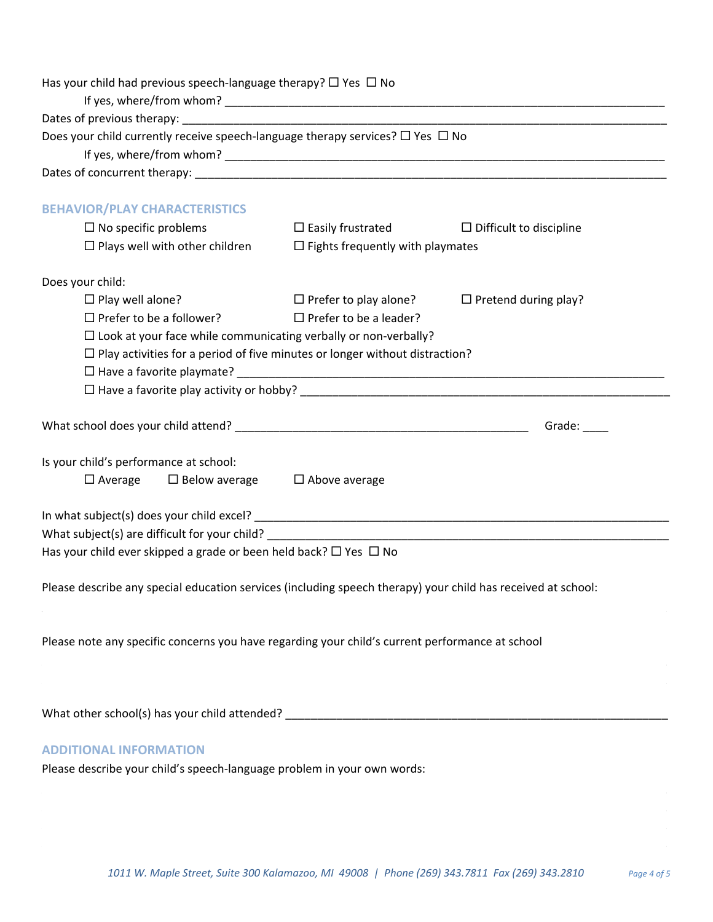Has your child had previous speech-language therapy? ☐ Yes ☐ No

If yes, where/from whom? ____________________________________________________________

Dates of previous therapy: ____________________________________________________________

Does your child currently receive speech-language therapy services? ☐ Yes ☐ No

If yes, where/from whom? ____________________________________________________________

Dates of concurrent therapy: ____________________________________________________________

## BEHAVIOR/PLAY CHARACTERISTICS

☐ No specific problems ☐ Easily frustrated ☐ Difficult to discipline

☐ Plays well with other children ☐ Fights frequently with playmates

Does your child:

☐ Play well alone? ☐ Prefer to play alone? ☐ Pretend during play?

☐ Prefer to be a follower? ☐ Prefer to be a leader?

☐ Look at your face while communicating verbally or non-verbally?

☐ Play activities for a period of five minutes or longer without distraction?

☐ Have a favorite playmate? ____________________________________________________________

☐ Have a favorite play activity or hobby? ____________________________________________________________

What school does your child attend? ______________________________________________ Grade: ____

Is your child's performance at school:

☐ Average ☐ Below average ☐ Above average

In what subject(s) does your child excel? ____________________________________________________________

What subject(s) are difficult for your child? ____________________________________________________________

Has your child ever skipped a grade or been held back? ☐ Yes ☐ No

Please describe any special education services (including speech therapy) your child has received at school:

Please note any specific concerns you have regarding your child's current performance at school

What other school(s) has your child attended? ____________________________________________________________

## ADDITIONAL INFORMATION

Please describe your child's speech-language problem in your own words:

*1011 W. Maple Street, Suite 300 Kalamazoo, MI 49008 | Phone (269) 343.7811 Fax (269) 343.2810*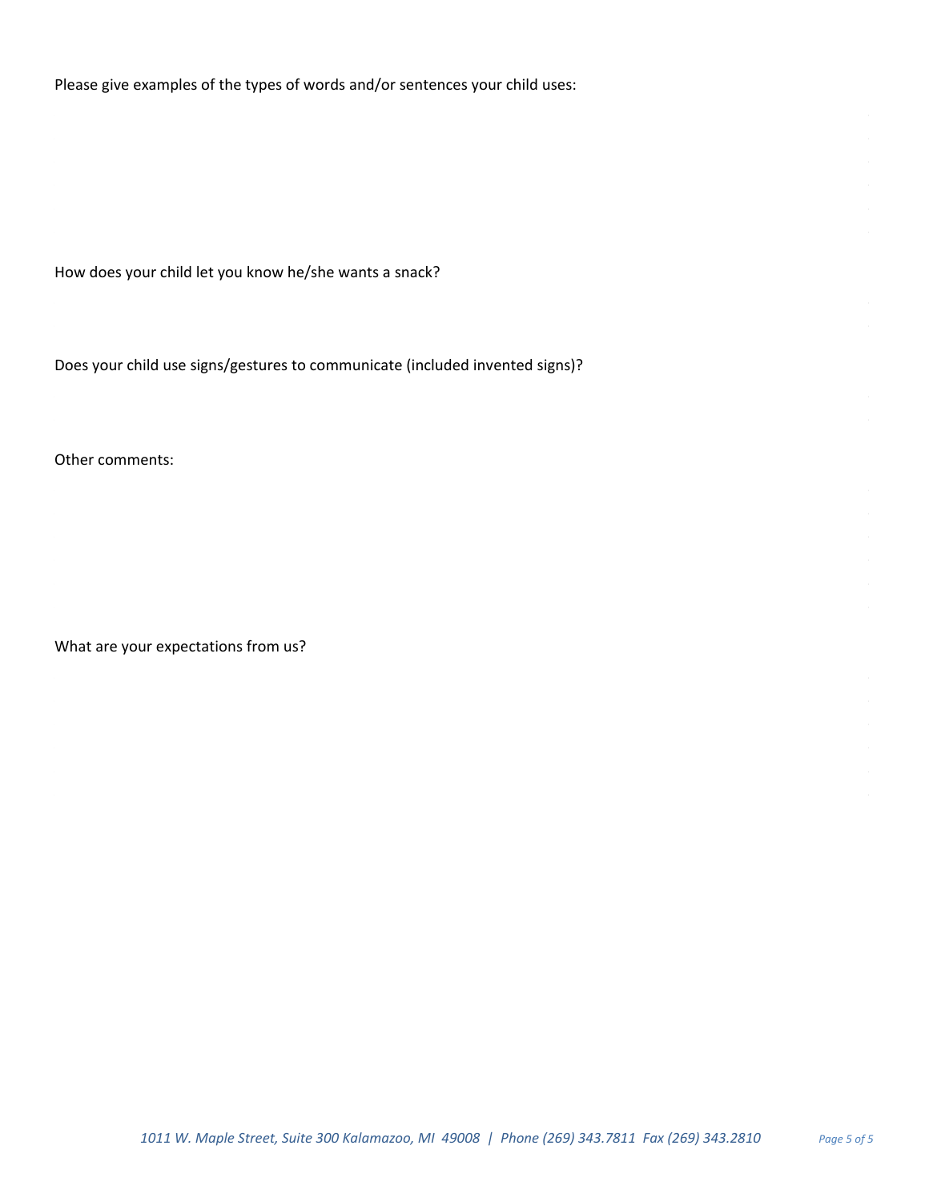Please give examples of the types of words and/or sentences your child uses:

How does your child let you know he/she wants a snack?

Does your child use signs/gestures to communicate (included invented signs)?

Other comments:

What are your expectations from us?